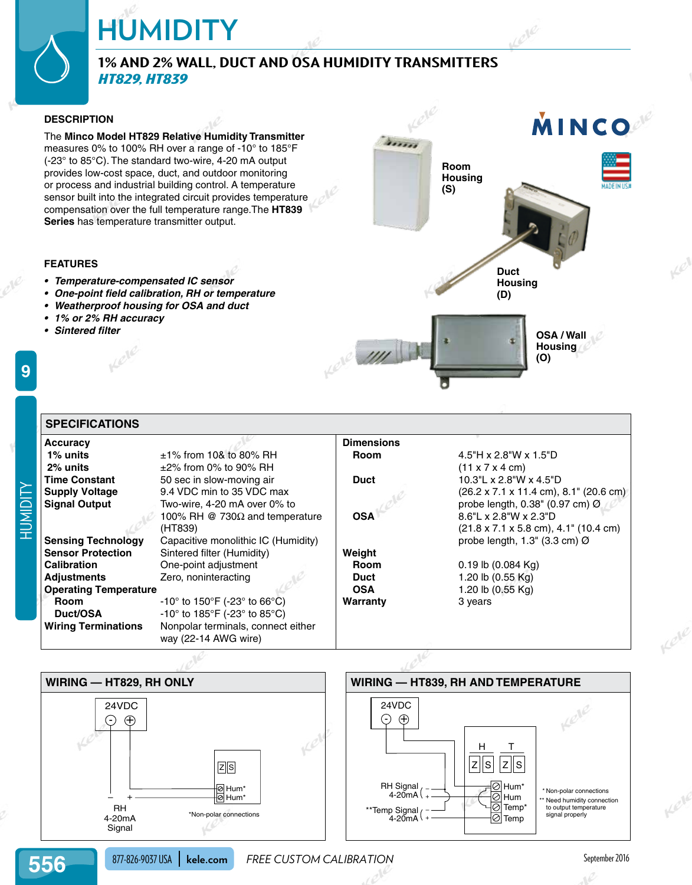# HUMIDITY

## 1% AND 2% WALL, DUCT AND OSA HUMIDITY TRANSMITTERS

### *HT829, HT839*

**DESCRIPTION**

The **Minco Model HT829 Relative Humidity Transmitter** measures 0% to 100% RH over a range of -10° to 185°F (-23° to 85°C). The standard two-wire, 4-20 mA output provides low-cost space, duct, and outdoor monitoring or process and industrial building control. A temperature sensor built into the integrated circuit provides temperature compensation over the full temperature range. The **HT839 Series** has temperature transmitter output.

**FEATURES**

- *Temperature-compensated IC sensor*
- *One-point field calibration, RH or temperature*
- *Weatherproof housing for OSA and duct*
- *1% or 2% RH accuracy*
- *Sintered filter*

Room Housing (S)

Duct Housing (D)

OSA / Wall Housing (O)

## SPECIFICATIONS

| | | | |
|---|---|---|---|
| **Accuracy** | | **Dimensions** | |
| **1% units** | ±1% from 10& to 80% RH | **Room** | 4.5"H x 2.8"W x 1.5"D (11 x 7 x 4 cm) |
| **2% units** | ±2% from 0% to 90% RH | **Duct** | 10.3"L x 2.8"W x 4.5"D (26.2 x 7.1 x 11.4 cm), 8.1" (20.6 cm) probe length, 0.38" (0.97 cm) Ø |
| **Time Constant** | 50 sec in slow-moving air | **OSA** | 8.6"L x 2.8"W x 2.3"D (21.8 x 7.1 x 5.8 cm), 4.1" (10.4 cm) probe length, 1.3" (3.3 cm) Ø |
| **Supply Voltage** | 9.4 VDC min to 35 VDC max | **Weight** | |
| **Signal Output** | Two-wire, 4-20 mA over 0% to 100% RH @ 730Ω and temperature (HT839) | **Room** | 0.19 lb (0.084 Kg) |
| **Sensing Technology** | Capacitive monolithic IC (Humidity) | **Duct** | 1.20 lb (0.55 Kg) |
| **Sensor Protection** | Sintered filter (Humidity) | **OSA** | 1.20 lb (0.55 Kg) |
| **Calibration** | One-point adjustment | **Warranty** | 3 years |
| **Adjustments** | Zero, noninteracting | | |
| **Operating Temperature** | | | |
| **Room** | -10° to 150°F (-23° to 66°C) | | |
| **Duct/OSA** | -10° to 185°F (-23° to 85°C) | | |
| **Wiring Terminations** | Nonpolar terminals, connect either way (22-14 AWG wire) | | |

## WIRING — HT829, RH ONLY

24VDC − +

Z S

Hum*
Hum*

− +
RH 4-20mA Signal

*Non-polar connections

## WIRING — HT839, RH AND TEMPERATURE

24VDC − +

H T
Z S Z S

RH Signal 4-20mA − +
**Temp Signal 4-20mA − +

Hum*
Hum
Temp*
Temp

\* Non-polar connections
\*\* Need humidity connection to output temperature signal properly

877-826-9037 USA | kele.com — FREE CUSTOM CALIBRATION

September 2016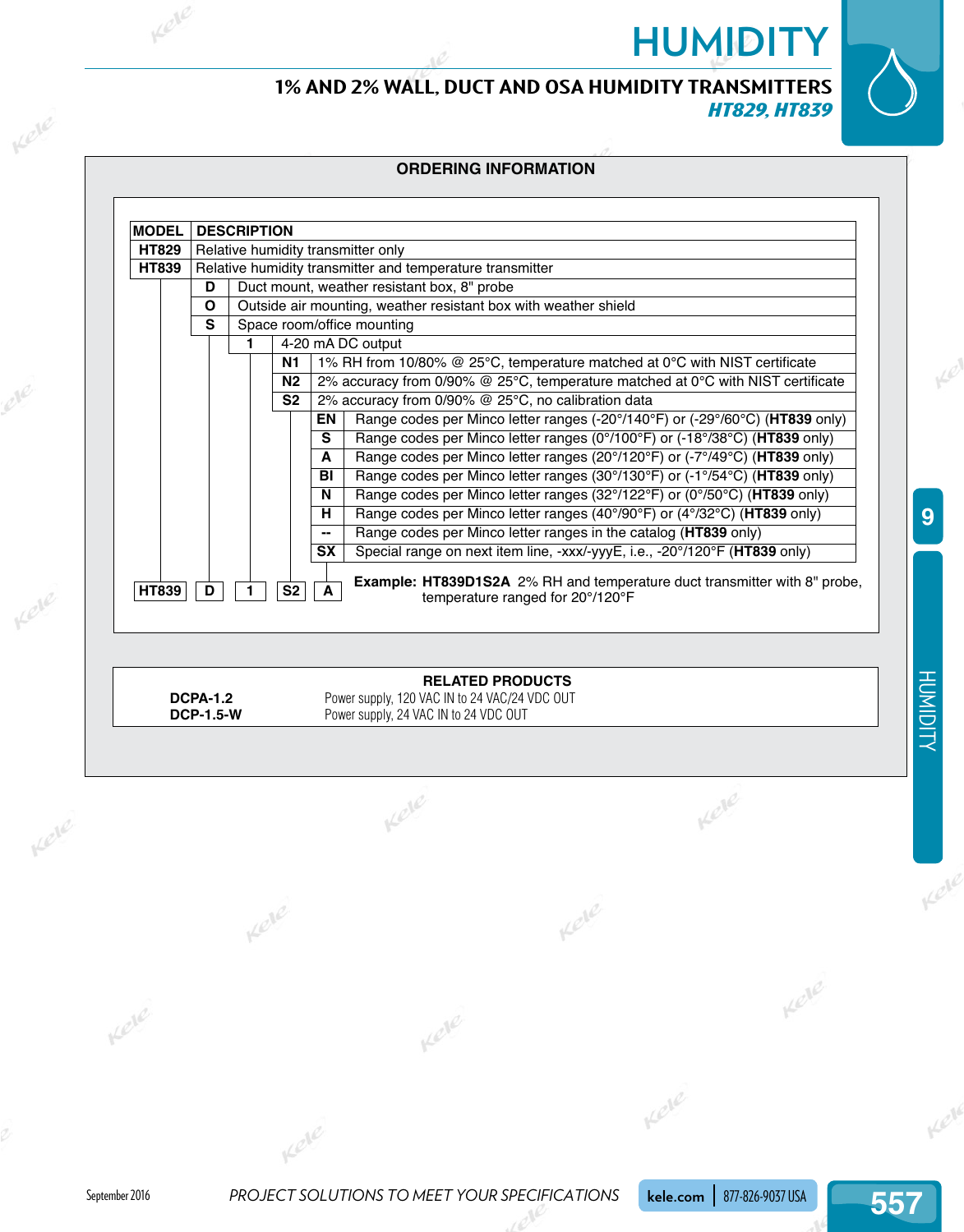# HUMIDITY

## 1% AND 2% WALL, DUCT AND OSA HUMIDITY TRANSMITTERS

### *HT829, HT839*

### ORDERING INFORMATION

| MODEL | DESCRIPTION |
|---|---|
| **HT829** | Relative humidity transmitter only |
| **HT839** | Relative humidity transmitter and temperature transmitter |
| **D** | Duct mount, weather resistant box, 8" probe |
| **O** | Outside air mounting, weather resistant box with weather shield |
| **S** | Space room/office mounting |
| **1** | 4-20 mA DC output |
| **N1** | 1% RH from 10/80% @ 25°C, temperature matched at 0°C with NIST certificate |
| **N2** | 2% accuracy from 0/90% @ 25°C, temperature matched at 0°C with NIST certificate |
| **S2** | 2% accuracy from 0/90% @ 25°C, no calibration data |
| **EN** | Range codes per Minco letter ranges (-20°/140°F) or (-29°/60°C) (**HT839** only) |
| **S** | Range codes per Minco letter ranges (0°/100°F) or (-18°/38°C) (**HT839** only) |
| **A** | Range codes per Minco letter ranges (20°/120°F) or (-7°/49°C) (**HT839** only) |
| **BI** | Range codes per Minco letter ranges (30°/130°F) or (-1°/54°C) (**HT839** only) |
| **N** | Range codes per Minco letter ranges (32°/122°F) or (0°/50°C) (**HT839** only) |
| **H** | Range codes per Minco letter ranges (40°/90°F) or (4°/32°C) (**HT839** only) |
| **--** | Range codes per Minco letter ranges in the catalog (**HT839** only) |
| **SX** | Special range on next item line, -xxx/-yyyE, i.e., -20°/120°F (**HT839** only) |

HT839 | D | 1 | S2 | A

**Example: HT839D1S2A** 2% RH and temperature duct transmitter with 8" probe, temperature ranged for 20°/120°F

### RELATED PRODUCTS

| | |
|---|---|
| **DCPA-1.2** | Power supply, 120 VAC IN to 24 VAC/24 VDC OUT |
| **DCP-1.5-W** | Power supply, 24 VAC IN to 24 VDC OUT |